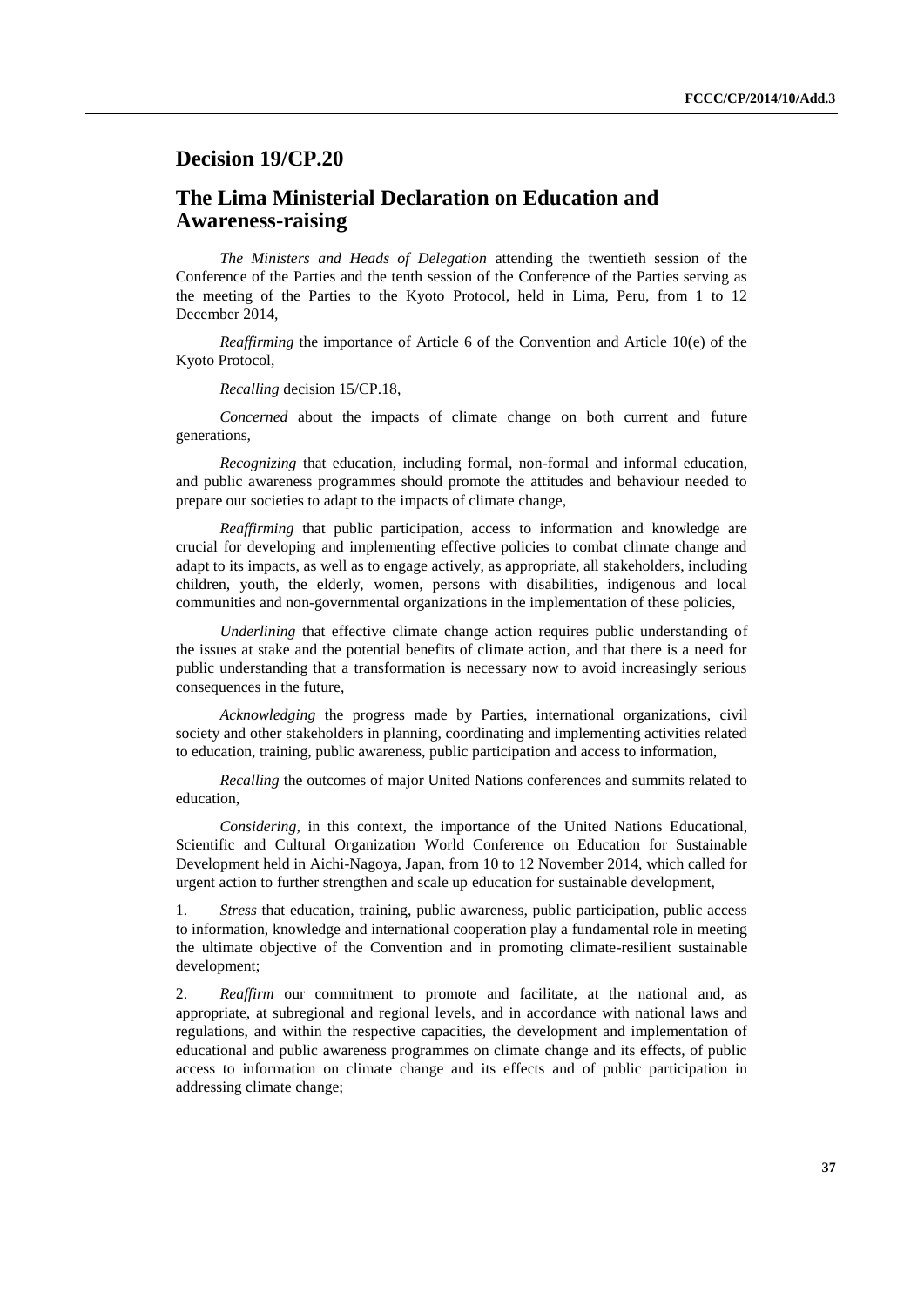## Decision 19/CP.20

## The Lima Ministerial Declaration on Education and Awareness-raising

*The Ministers and Heads of Delegation* attending the twentieth session of the Conference of the Parties and the tenth session of the Conference of the Parties serving as the meeting of the Parties to the Kyoto Protocol, held in Lima, Peru, from 1 to 12 December 2014,

*Reaffirming* the importance of Article 6 of the Convention and Article 10(e) of the Kyoto Protocol,

*Recalling* decision 15/CP.18,

*Concerned* about the impacts of climate change on both current and future generations,

*Recognizing* that education, including formal, non-formal and informal education, and public awareness programmes should promote the attitudes and behaviour needed to prepare our societies to adapt to the impacts of climate change,

*Reaffirming* that public participation, access to information and knowledge are crucial for developing and implementing effective policies to combat climate change and adapt to its impacts, as well as to engage actively, as appropriate, all stakeholders, including children, youth, the elderly, women, persons with disabilities, indigenous and local communities and non-governmental organizations in the implementation of these policies,

*Underlining* that effective climate change action requires public understanding of the issues at stake and the potential benefits of climate action, and that there is a need for public understanding that a transformation is necessary now to avoid increasingly serious consequences in the future,

*Acknowledging* the progress made by Parties, international organizations, civil society and other stakeholders in planning, coordinating and implementing activities related to education, training, public awareness, public participation and access to information,

*Recalling* the outcomes of major United Nations conferences and summits related to education,

*Considering*, in this context, the importance of the United Nations Educational, Scientific and Cultural Organization World Conference on Education for Sustainable Development held in Aichi-Nagoya, Japan, from 10 to 12 November 2014, which called for urgent action to further strengthen and scale up education for sustainable development,

1. *Stress* that education, training, public awareness, public participation, public access to information, knowledge and international cooperation play a fundamental role in meeting the ultimate objective of the Convention and in promoting climate-resilient sustainable development;

2. *Reaffirm* our commitment to promote and facilitate, at the national and, as appropriate, at subregional and regional levels, and in accordance with national laws and regulations, and within the respective capacities, the development and implementation of educational and public awareness programmes on climate change and its effects, of public access to information on climate change and its effects and of public participation in addressing climate change;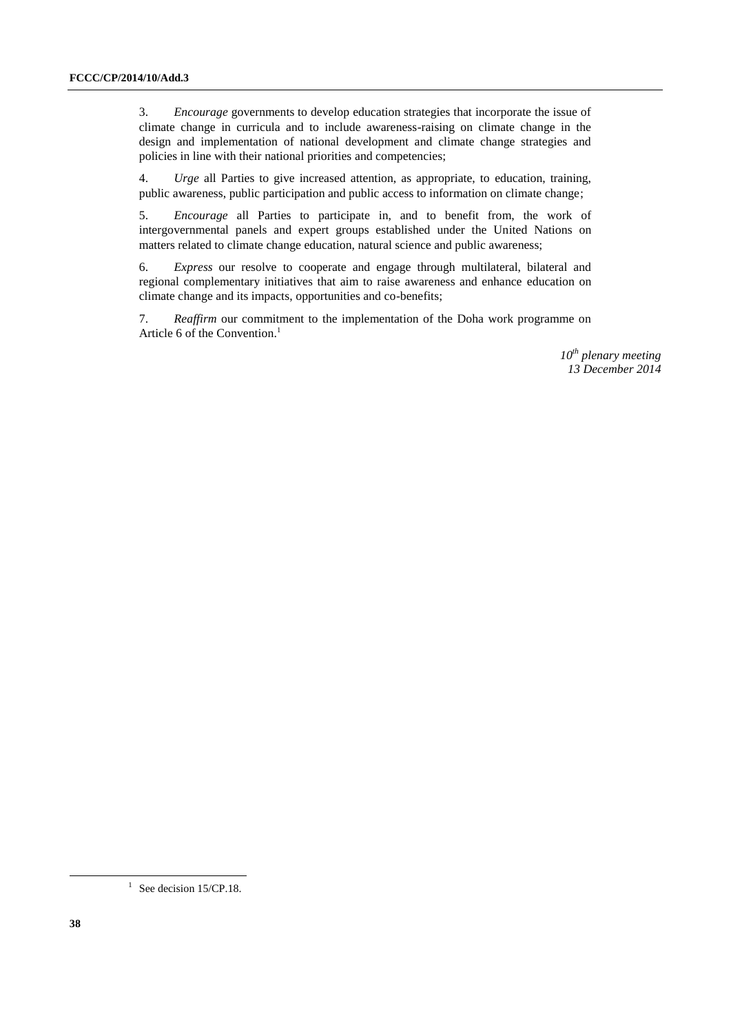3. *Encourage* governments to develop education strategies that incorporate the issue of climate change in curricula and to include awareness-raising on climate change in the design and implementation of national development and climate change strategies and policies in line with their national priorities and competencies;

4. *Urge* all Parties to give increased attention, as appropriate, to education, training, public awareness, public participation and public access to information on climate change;

5. *Encourage* all Parties to participate in, and to benefit from, the work of intergovernmental panels and expert groups established under the United Nations on matters related to climate change education, natural science and public awareness;

6. *Express* our resolve to cooperate and engage through multilateral, bilateral and regional complementary initiatives that aim to raise awareness and enhance education on climate change and its impacts, opportunities and co-benefits;

7. *Reaffirm* our commitment to the implementation of the Doha work programme on Article 6 of the Convention.[1]

*10th plenary meeting*
*13 December 2014*

[1] See decision 15/CP.18.